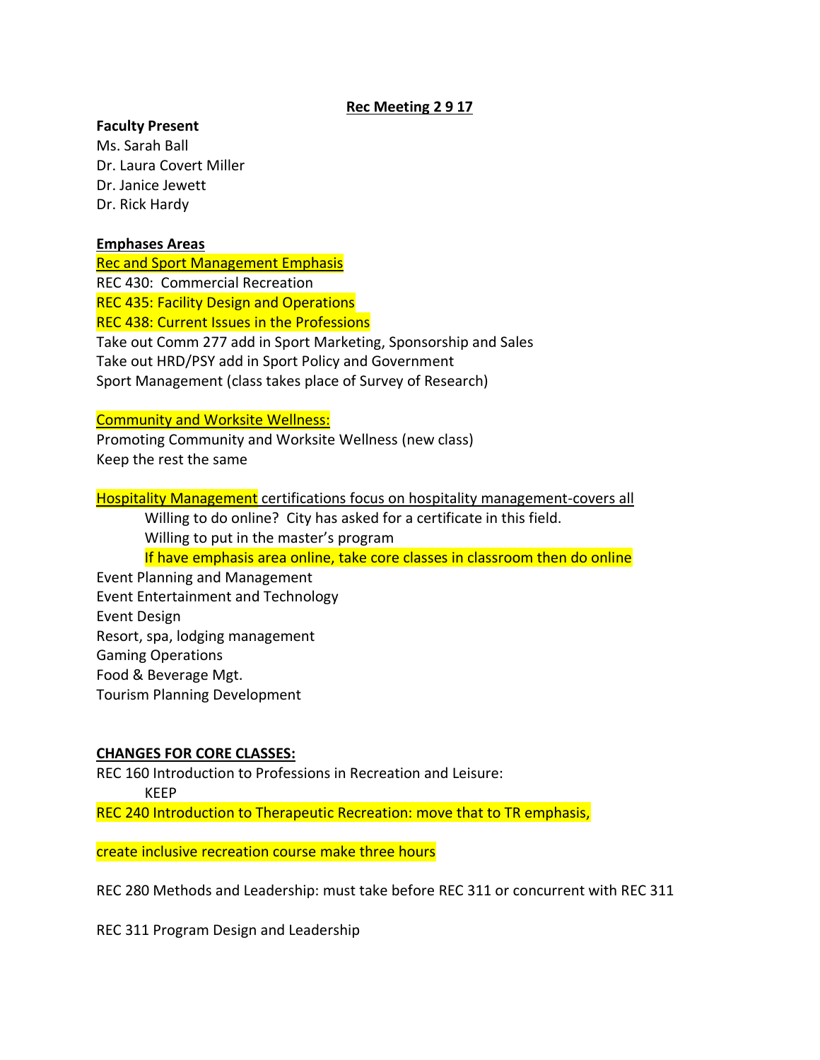**Rec Meeting 2 9 17**

**Faculty Present**

Ms. Sarah Ball
Dr. Laura Covert Miller
Dr. Janice Jewett
Dr. Rick Hardy

**Emphases Areas**

Rec and Sport Management Emphasis
REC 430: Commercial Recreation
REC 435: Facility Design and Operations
REC 438: Current Issues in the Professions
Take out Comm 277 add in Sport Marketing, Sponsorship and Sales
Take out HRD/PSY add in Sport Policy and Government
Sport Management (class takes place of Survey of Research)

Community and Worksite Wellness:
Promoting Community and Worksite Wellness (new class)
Keep the rest the same

Hospitality Management certifications focus on hospitality management-covers all

> Willing to do online? City has asked for a certificate in this field.
> Willing to put in the master's program
> If have emphasis area online, take core classes in classroom then do online

Event Planning and Management
Event Entertainment and Technology
Event Design
Resort, spa, lodging management
Gaming Operations
Food & Beverage Mgt.
Tourism Planning Development

**CHANGES FOR CORE CLASSES:**

REC 160 Introduction to Professions in Recreation and Leisure:

> KEEP

REC 240 Introduction to Therapeutic Recreation: move that to TR emphasis,

create inclusive recreation course make three hours

REC 280 Methods and Leadership: must take before REC 311 or concurrent with REC 311

REC 311 Program Design and Leadership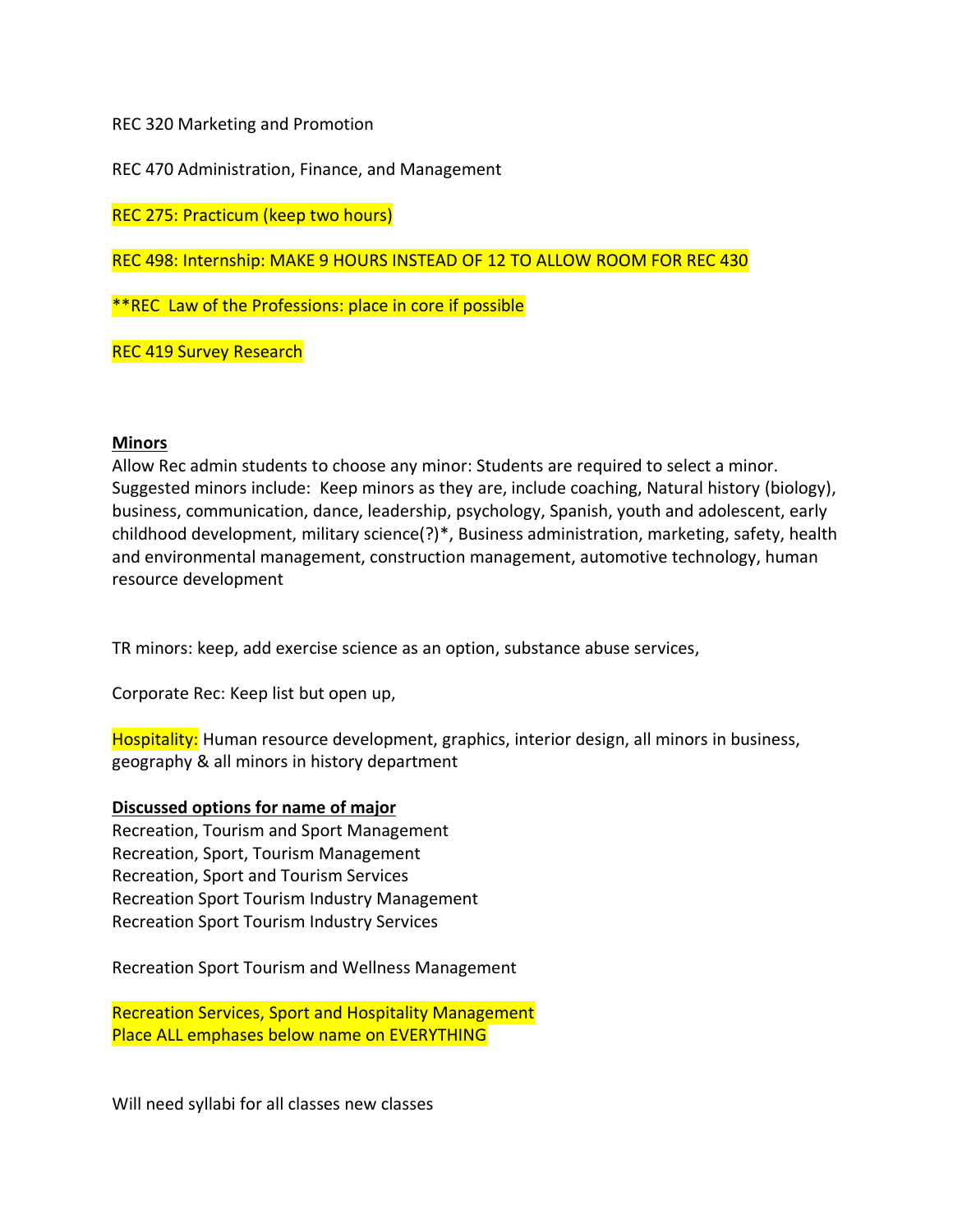REC 320 Marketing and Promotion

REC 470 Administration, Finance, and Management

REC 275: Practicum (keep two hours)

REC 498: Internship: MAKE 9 HOURS INSTEAD OF 12 TO ALLOW ROOM FOR REC 430

**REC  Law of the Professions: place in core if possible

REC 419 Survey Research

**<u>Minors</u>**

Allow Rec admin students to choose any minor: Students are required to select a minor. Suggested minors include:  Keep minors as they are, include coaching, Natural history (biology), business, communication, dance, leadership, psychology, Spanish, youth and adolescent, early childhood development, military science(?)*, Business administration, marketing, safety, health and environmental management, construction management, automotive technology, human resource development

TR minors: keep, add exercise science as an option, substance abuse services,

Corporate Rec: Keep list but open up,

Hospitality: Human resource development, graphics, interior design, all minors in business, geography & all minors in history department

**<u>Discussed options for name of major</u>**

Recreation, Tourism and Sport Management
Recreation, Sport, Tourism Management
Recreation, Sport and Tourism Services
Recreation Sport Tourism Industry Management
Recreation Sport Tourism Industry Services

Recreation Sport Tourism and Wellness Management

Recreation Services, Sport and Hospitality Management
Place ALL emphases below name on EVERYTHING

Will need syllabi for all classes new classes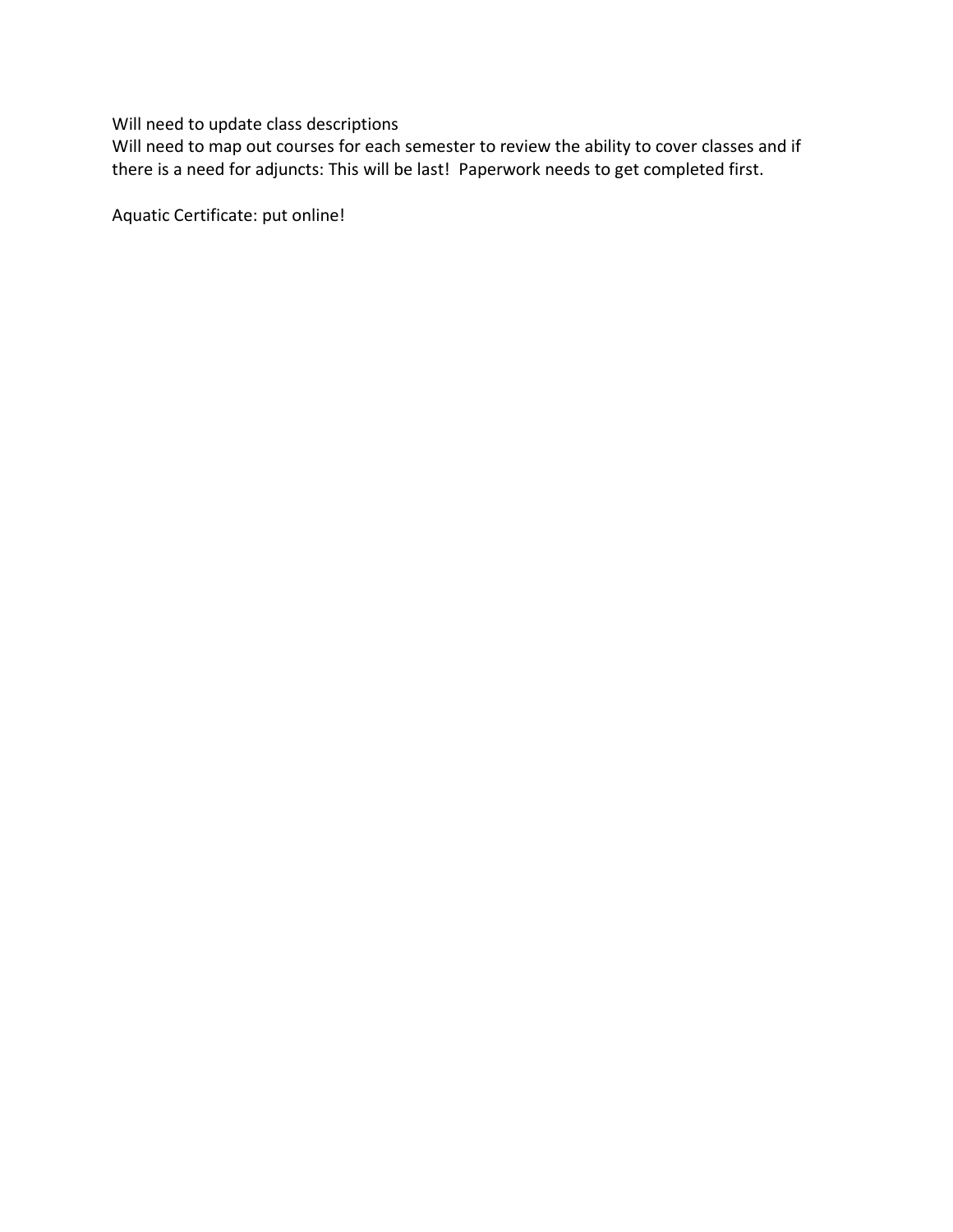Will need to update class descriptions
Will need to map out courses for each semester to review the ability to cover classes and if there is a need for adjuncts: This will be last! Paperwork needs to get completed first.

Aquatic Certificate: put online!